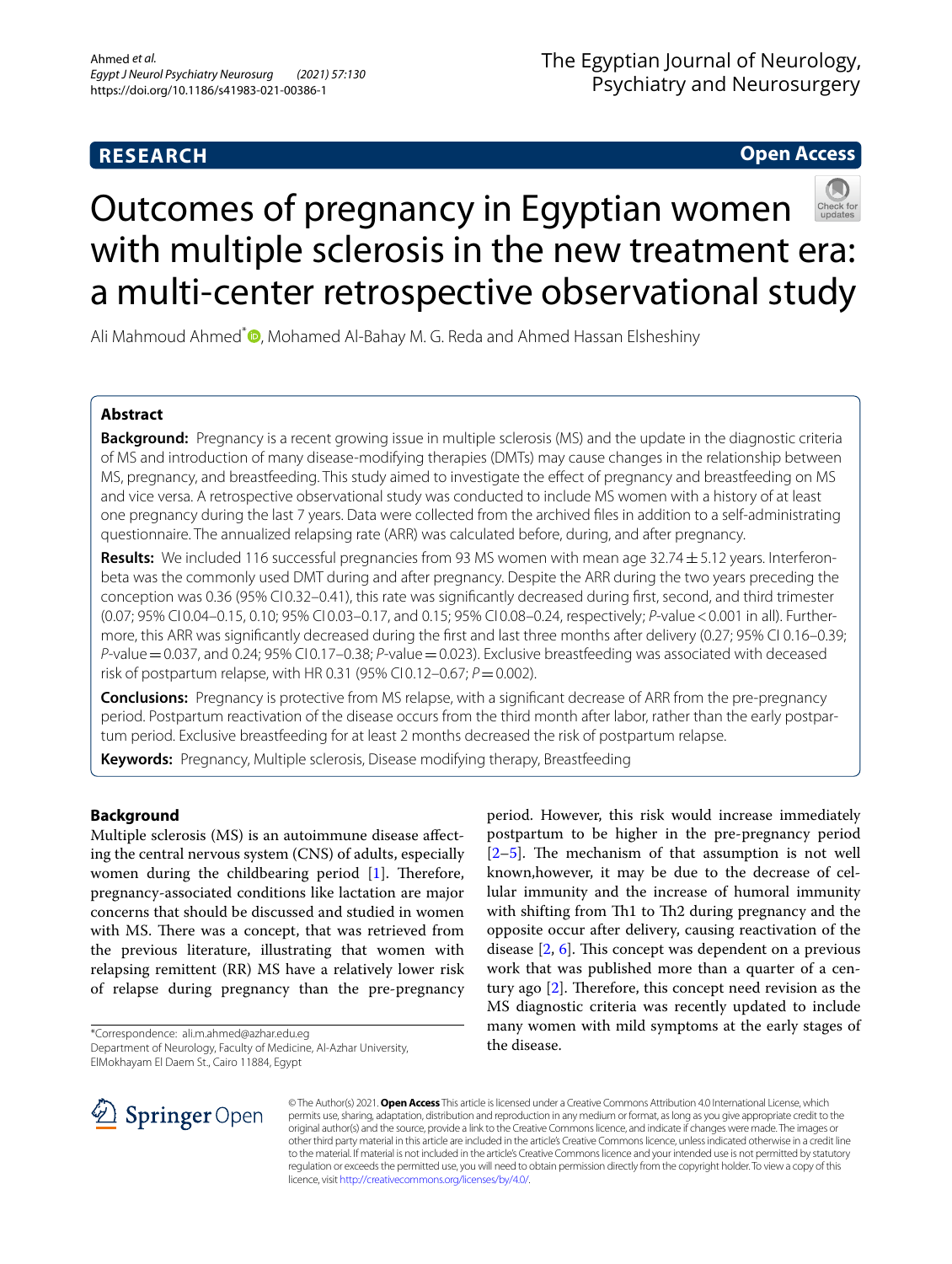# Outcomes of pregnancy in Egyptian women with multiple sclerosis in the new treatment era: a multi-center retrospective observational study

Ali Mahmoud Ahmed*, Mohamed Al-Bahay M. G. Reda and Ahmed Hassan Elsheshiny

## Abstract

**Background:** Pregnancy is a recent growing issue in multiple sclerosis (MS) and the update in the diagnostic criteria of MS and introduction of many disease-modifying therapies (DMTs) may cause changes in the relationship between MS, pregnancy, and breastfeeding. This study aimed to investigate the effect of pregnancy and breastfeeding on MS and vice versa. A retrospective observational study was conducted to include MS women with a history of at least one pregnancy during the last 7 years. Data were collected from the archived files in addition to a self-administrating questionnaire. The annualized relapsing rate (ARR) was calculated before, during, and after pregnancy.

**Results:** We included 116 successful pregnancies from 93 MS women with mean age 32.74 ± 5.12 years. Interferon-beta was the commonly used DMT during and after pregnancy. Despite the ARR during the two years preceding the conception was 0.36 (95% CI0.32–0.41), this rate was significantly decreased during first, second, and third trimester (0.07; 95% CI0.04–0.15, 0.10; 95% CI0.03–0.17, and 0.15; 95% CI0.08–0.24, respectively; *P*-value < 0.001 in all). Furthermore, this ARR was significantly decreased during the first and last three months after delivery (0.27; 95% CI 0.16–0.39; *P*-value = 0.037, and 0.24; 95% CI0.17–0.38; *P*-value = 0.023). Exclusive breastfeeding was associated with deceased risk of postpartum relapse, with HR 0.31 (95% CI0.12–0.67; *P* = 0.002).

**Conclusions:** Pregnancy is protective from MS relapse, with a significant decrease of ARR from the pre-pregnancy period. Postpartum reactivation of the disease occurs from the third month after labor, rather than the early postpartum period. Exclusive breastfeeding for at least 2 months decreased the risk of postpartum relapse.

**Keywords:** Pregnancy, Multiple sclerosis, Disease modifying therapy, Breastfeeding

## Background

Multiple sclerosis (MS) is an autoimmune disease affecting the central nervous system (CNS) of adults, especially women during the childbearing period [1]. Therefore, pregnancy-associated conditions like lactation are major concerns that should be discussed and studied in women with MS. There was a concept, that was retrieved from the previous literature, illustrating that women with relapsing remittent (RR) MS have a relatively lower risk of relapse during pregnancy than the pre-pregnancy period. However, this risk would increase immediately postpartum to be higher in the pre-pregnancy period [2–5]. The mechanism of that assumption is not well known,however, it may be due to the decrease of cellular immunity and the increase of humoral immunity with shifting from Th1 to Th2 during pregnancy and the opposite occur after delivery, causing reactivation of the disease [2, 6]. This concept was dependent on a previous work that was published more than a quarter of a century ago [2]. Therefore, this concept need revision as the MS diagnostic criteria was recently updated to include many women with mild symptoms at the early stages of the disease.

*Correspondence: ali.m.ahmed@azhar.edu.eg
Department of Neurology, Faculty of Medicine, Al-Azhar University, ElMokhayam El Daem St., Cairo 11884, Egypt

© The Author(s) 2021. **Open Access** This article is licensed under a Creative Commons Attribution 4.0 International License, which permits use, sharing, adaptation, distribution and reproduction in any medium or format, as long as you give appropriate credit to the original author(s) and the source, provide a link to the Creative Commons licence, and indicate if changes were made. The images or other third party material in this article are included in the article's Creative Commons licence, unless indicated otherwise in a credit line to the material. If material is not included in the article's Creative Commons licence and your intended use is not permitted by statutory regulation or exceeds the permitted use, you will need to obtain permission directly from the copyright holder. To view a copy of this licence, visit http://creativecommons.org/licenses/by/4.0/.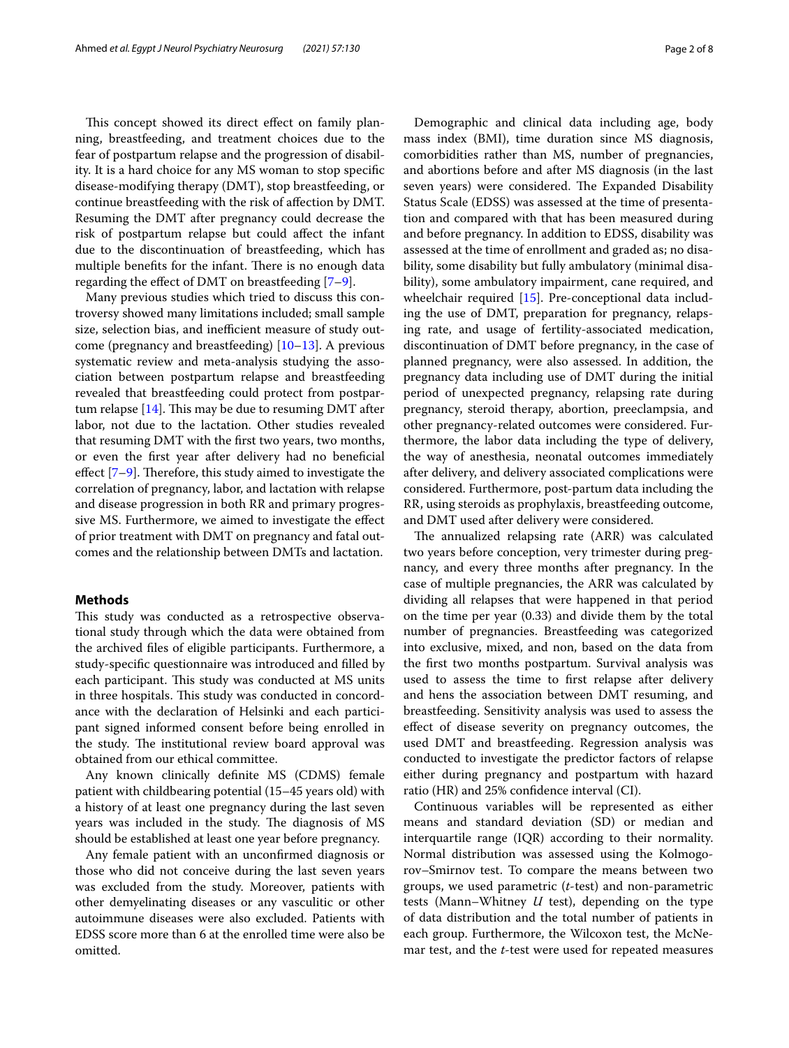This concept showed its direct effect on family planning, breastfeeding, and treatment choices due to the fear of postpartum relapse and the progression of disability. It is a hard choice for any MS woman to stop specific disease-modifying therapy (DMT), stop breastfeeding, or continue breastfeeding with the risk of affection by DMT. Resuming the DMT after pregnancy could decrease the risk of postpartum relapse but could affect the infant due to the discontinuation of breastfeeding, which has multiple benefits for the infant. There is no enough data regarding the effect of DMT on breastfeeding [7–9].

Many previous studies which tried to discuss this controversy showed many limitations included; small sample size, selection bias, and inefficient measure of study outcome (pregnancy and breastfeeding) [10–13]. A previous systematic review and meta-analysis studying the association between postpartum relapse and breastfeeding revealed that breastfeeding could protect from postpartum relapse [14]. This may be due to resuming DMT after labor, not due to the lactation. Other studies revealed that resuming DMT with the first two years, two months, or even the first year after delivery had no beneficial effect [7–9]. Therefore, this study aimed to investigate the correlation of pregnancy, labor, and lactation with relapse and disease progression in both RR and primary progressive MS. Furthermore, we aimed to investigate the effect of prior treatment with DMT on pregnancy and fatal outcomes and the relationship between DMTs and lactation.

## Methods

This study was conducted as a retrospective observational study through which the data were obtained from the archived files of eligible participants. Furthermore, a study-specific questionnaire was introduced and filled by each participant. This study was conducted at MS units in three hospitals. This study was conducted in concordance with the declaration of Helsinki and each participant signed informed consent before being enrolled in the study. The institutional review board approval was obtained from our ethical committee.

Any known clinically definite MS (CDMS) female patient with childbearing potential (15–45 years old) with a history of at least one pregnancy during the last seven years was included in the study. The diagnosis of MS should be established at least one year before pregnancy.

Any female patient with an unconfirmed diagnosis or those who did not conceive during the last seven years was excluded from the study. Moreover, patients with other demyelinating diseases or any vasculitic or other autoimmune diseases were also excluded. Patients with EDSS score more than 6 at the enrolled time were also be omitted.

Demographic and clinical data including age, body mass index (BMI), time duration since MS diagnosis, comorbidities rather than MS, number of pregnancies, and abortions before and after MS diagnosis (in the last seven years) were considered. The Expanded Disability Status Scale (EDSS) was assessed at the time of presentation and compared with that has been measured during and before pregnancy. In addition to EDSS, disability was assessed at the time of enrollment and graded as; no disability, some disability but fully ambulatory (minimal disability), some ambulatory impairment, cane required, and wheelchair required [15]. Pre-conceptional data including the use of DMT, preparation for pregnancy, relapsing rate, and usage of fertility-associated medication, discontinuation of DMT before pregnancy, in the case of planned pregnancy, were also assessed. In addition, the pregnancy data including use of DMT during the initial period of unexpected pregnancy, relapsing rate during pregnancy, steroid therapy, abortion, preeclampsia, and other pregnancy-related outcomes were considered. Furthermore, the labor data including the type of delivery, the way of anesthesia, neonatal outcomes immediately after delivery, and delivery associated complications were considered. Furthermore, post-partum data including the RR, using steroids as prophylaxis, breastfeeding outcome, and DMT used after delivery were considered.

The annualized relapsing rate (ARR) was calculated two years before conception, very trimester during pregnancy, and every three months after pregnancy. In the case of multiple pregnancies, the ARR was calculated by dividing all relapses that were happened in that period on the time per year (0.33) and divide them by the total number of pregnancies. Breastfeeding was categorized into exclusive, mixed, and non, based on the data from the first two months postpartum. Survival analysis was used to assess the time to first relapse after delivery and hens the association between DMT resuming, and breastfeeding. Sensitivity analysis was used to assess the effect of disease severity on pregnancy outcomes, the used DMT and breastfeeding. Regression analysis was conducted to investigate the predictor factors of relapse either during pregnancy and postpartum with hazard ratio (HR) and 25% confidence interval (CI).

Continuous variables will be represented as either means and standard deviation (SD) or median and interquartile range (IQR) according to their normality. Normal distribution was assessed using the Kolmogorov–Smirnov test. To compare the means between two groups, we used parametric (*t*-test) and non-parametric tests (Mann–Whitney *U* test), depending on the type of data distribution and the total number of patients in each group. Furthermore, the Wilcoxon test, the McNemar test, and the *t*-test were used for repeated measures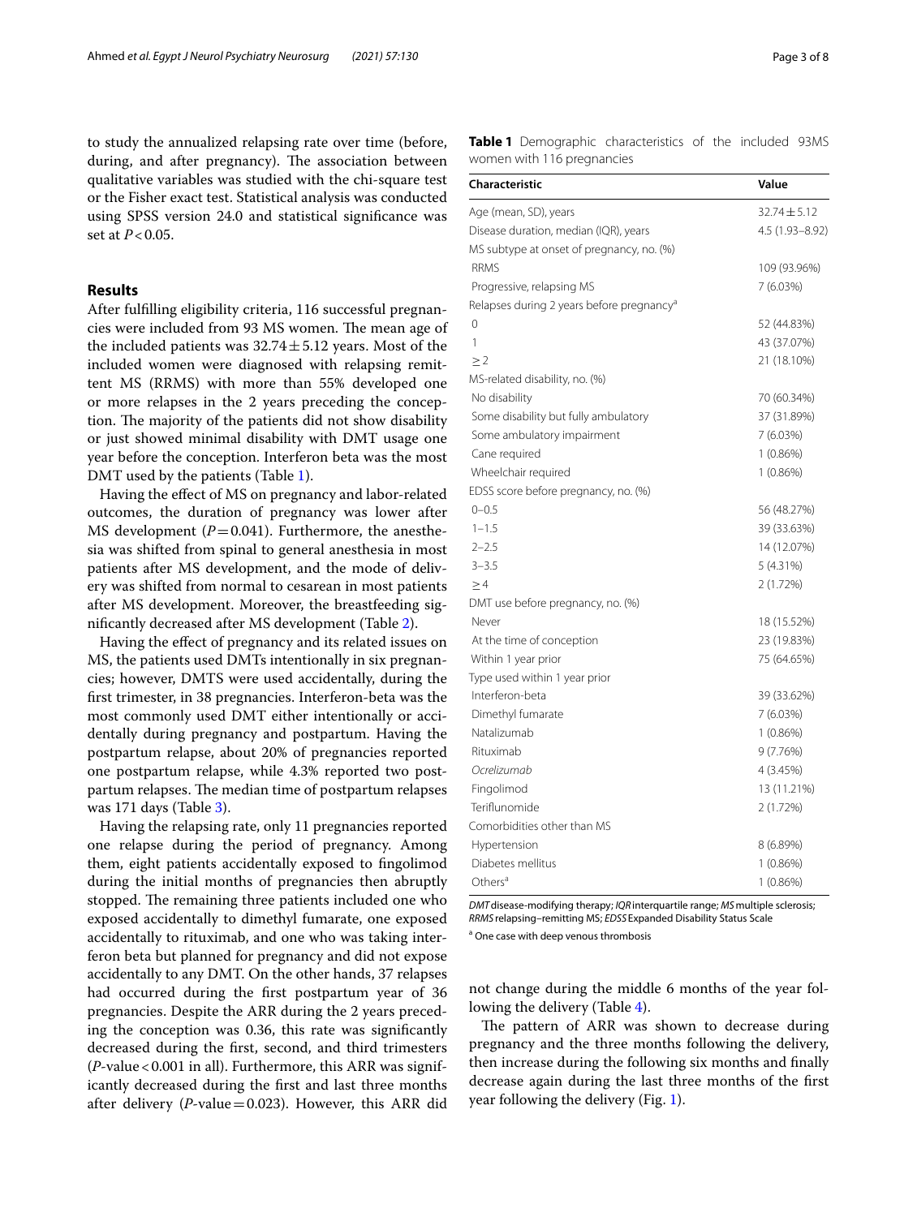to study the annualized relapsing rate over time (before, during, and after pregnancy). The association between qualitative variables was studied with the chi-square test or the Fisher exact test. Statistical analysis was conducted using SPSS version 24.0 and statistical significance was set at $P < 0.05$.

## Results

After fulfilling eligibility criteria, 116 successful pregnancies were included from 93 MS women. The mean age of the included patients was $32.74 \pm 5.12$ years. Most of the included women were diagnosed with relapsing remittent MS (RRMS) with more than 55% developed one or more relapses in the 2 years preceding the conception. The majority of the patients did not show disability or just showed minimal disability with DMT usage one year before the conception. Interferon beta was the most DMT used by the patients (Table 1).

Having the effect of MS on pregnancy and labor-related outcomes, the duration of pregnancy was lower after MS development ($P = 0.041$). Furthermore, the anesthesia was shifted from spinal to general anesthesia in most patients after MS development, and the mode of delivery was shifted from normal to cesarean in most patients after MS development. Moreover, the breastfeeding significantly decreased after MS development (Table 2).

Having the effect of pregnancy and its related issues on MS, the patients used DMTs intentionally in six pregnancies; however, DMTS were used accidentally, during the first trimester, in 38 pregnancies. Interferon-beta was the most commonly used DMT either intentionally or accidentally during pregnancy and postpartum. Having the postpartum relapse, about 20% of pregnancies reported one postpartum relapse, while 4.3% reported two postpartum relapses. The median time of postpartum relapses was 171 days (Table 3).

Having the relapsing rate, only 11 pregnancies reported one relapse during the period of pregnancy. Among them, eight patients accidentally exposed to fingolimod during the initial months of pregnancies then abruptly stopped. The remaining three patients included one who exposed accidentally to dimethyl fumarate, one exposed accidentally to rituximab, and one who was taking interferon beta but planned for pregnancy and did not expose accidentally to any DMT. On the other hands, 37 relapses had occurred during the first postpartum year of 36 pregnancies. Despite the ARR during the 2 years preceding the conception was 0.36, this rate was significantly decreased during the first, second, and third trimesters ($P$-value < 0.001 in all). Furthermore, this ARR was significantly decreased during the first and last three months after delivery ($P$-value = 0.023). However, this ARR did not change during the middle 6 months of the year following the delivery (Table 4).

The pattern of ARR was shown to decrease during pregnancy and the three months following the delivery, then increase during the following six months and finally decrease again during the last three months of the first year following the delivery (Fig. 1).

**Table 1** Demographic characteristics of the included 93MS women with 116 pregnancies

| Characteristic | Value |
|---|---|
| Age (mean, SD), years | $32.74 \pm 5.12$ |
| Disease duration, median (IQR), years | 4.5 (1.93–8.92) |
| MS subtype at onset of pregnancy, no. (%) | |
| RRMS | 109 (93.96%) |
| Progressive, relapsing MS | 7 (6.03%) |
| Relapses during 2 years before pregnancy[a] | |
| 0 | 52 (44.83%) |
| 1 | 43 (37.07%) |
| ≥ 2 | 21 (18.10%) |
| MS-related disability, no. (%) | |
| No disability | 70 (60.34%) |
| Some disability but fully ambulatory | 37 (31.89%) |
| Some ambulatory impairment | 7 (6.03%) |
| Cane required | 1 (0.86%) |
| Wheelchair required | 1 (0.86%) |
| EDSS score before pregnancy, no. (%) | |
| 0–0.5 | 56 (48.27%) |
| 1–1.5 | 39 (33.63%) |
| 2–2.5 | 14 (12.07%) |
| 3–3.5 | 5 (4.31%) |
| ≥ 4 | 2 (1.72%) |
| DMT use before pregnancy, no. (%) | |
| Never | 18 (15.52%) |
| At the time of conception | 23 (19.83%) |
| Within 1 year prior | 75 (64.65%) |
| Type used within 1 year prior | |
| Interferon-beta | 39 (33.62%) |
| Dimethyl fumarate | 7 (6.03%) |
| Natalizumab | 1 (0.86%) |
| Rituximab | 9 (7.76%) |
| *Ocrelizumab* | 4 (3.45%) |
| Fingolimod | 13 (11.21%) |
| Teriflunomide | 2 (1.72%) |
| Comorbidities other than MS | |
| Hypertension | 8 (6.89%) |
| Diabetes mellitus | 1 (0.86%) |
| Others[a] | 1 (0.86%) |

*DMT* disease-modifying therapy; *IQR* interquartile range; *MS* multiple sclerosis; *RRMS* relapsing–remitting MS; *EDSS* Expanded Disability Status Scale

[a] One case with deep venous thrombosis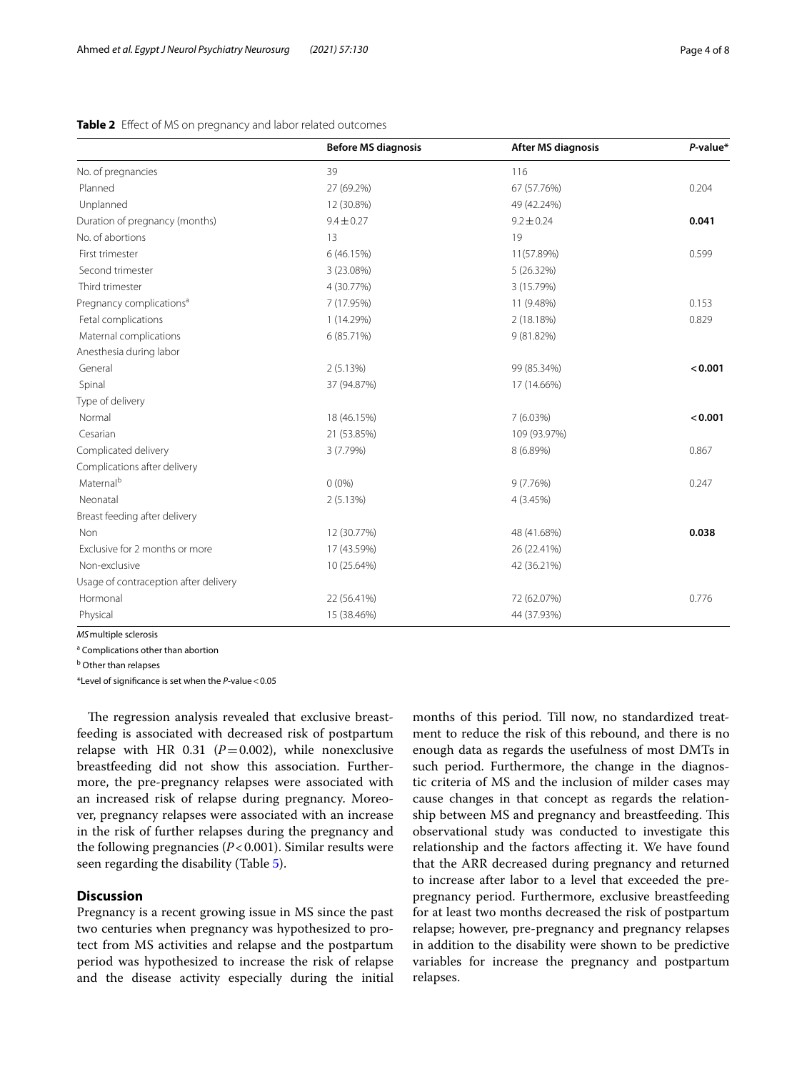**Table 2** Effect of MS on pregnancy and labor related outcomes

| | Before MS diagnosis | After MS diagnosis | *P*-value* |
|---|---|---|---|
| No. of pregnancies | 39 | 116 | |
| Planned | 27 (69.2%) | 67 (57.76%) | 0.204 |
| Unplanned | 12 (30.8%) | 49 (42.24%) | |
| Duration of pregnancy (months) | 9.4 ± 0.27 | 9.2 ± 0.24 | **0.041** |
| No. of abortions | 13 | 19 | |
| First trimester | 6 (46.15%) | 11(57.89%) | 0.599 |
| Second trimester | 3 (23.08%) | 5 (26.32%) | |
| Third trimester | 4 (30.77%) | 3 (15.79%) | |
| Pregnancy complications[a] | 7 (17.95%) | 11 (9.48%) | 0.153 |
| Fetal complications | 1 (14.29%) | 2 (18.18%) | 0.829 |
| Maternal complications | 6 (85.71%) | 9 (81.82%) | |
| Anesthesia during labor | | | |
| General | 2 (5.13%) | 99 (85.34%) | **< 0.001** |
| Spinal | 37 (94.87%) | 17 (14.66%) | |
| Type of delivery | | | |
| Normal | 18 (46.15%) | 7 (6.03%) | **< 0.001** |
| Cesarian | 21 (53.85%) | 109 (93.97%) | |
| Complicated delivery | 3 (7.79%) | 8 (6.89%) | 0.867 |
| Complications after delivery | | | |
| Maternal[b] | 0 (0%) | 9 (7.76%) | 0.247 |
| Neonatal | 2 (5.13%) | 4 (3.45%) | |
| Breast feeding after delivery | | | |
| Non | 12 (30.77%) | 48 (41.68%) | **0.038** |
| Exclusive for 2 months or more | 17 (43.59%) | 26 (22.41%) | |
| Non-exclusive | 10 (25.64%) | 42 (36.21%) | |
| Usage of contraception after delivery | | | |
| Hormonal | 22 (56.41%) | 72 (62.07%) | 0.776 |
| Physical | 15 (38.46%) | 44 (37.93%) | |

*MS* multiple sclerosis

[a] Complications other than abortion

[b] Other than relapses

*Level of significance is set when the *P*-value < 0.05

The regression analysis revealed that exclusive breastfeeding is associated with decreased risk of postpartum relapse with HR 0.31 ($P = 0.002$), while nonexclusive breastfeeding did not show this association. Furthermore, the pre-pregnancy relapses were associated with an increased risk of relapse during pregnancy. Moreover, pregnancy relapses were associated with an increase in the risk of further relapses during the pregnancy and the following pregnancies ($P < 0.001$). Similar results were seen regarding the disability (Table 5).

## Discussion

Pregnancy is a recent growing issue in MS since the past two centuries when pregnancy was hypothesized to protect from MS activities and relapse and the postpartum period was hypothesized to increase the risk of relapse and the disease activity especially during the initial months of this period. Till now, no standardized treatment to reduce the risk of this rebound, and there is no enough data as regards the usefulness of most DMTs in such period. Furthermore, the change in the diagnostic criteria of MS and the inclusion of milder cases may cause changes in that concept as regards the relationship between MS and pregnancy and breastfeeding. This observational study was conducted to investigate this relationship and the factors affecting it. We have found that the ARR decreased during pregnancy and returned to increase after labor to a level that exceeded the pre-pregnancy period. Furthermore, exclusive breastfeeding for at least two months decreased the risk of postpartum relapse; however, pre-pregnancy and pregnancy relapses in addition to the disability were shown to be predictive variables for increase the pregnancy and postpartum relapses.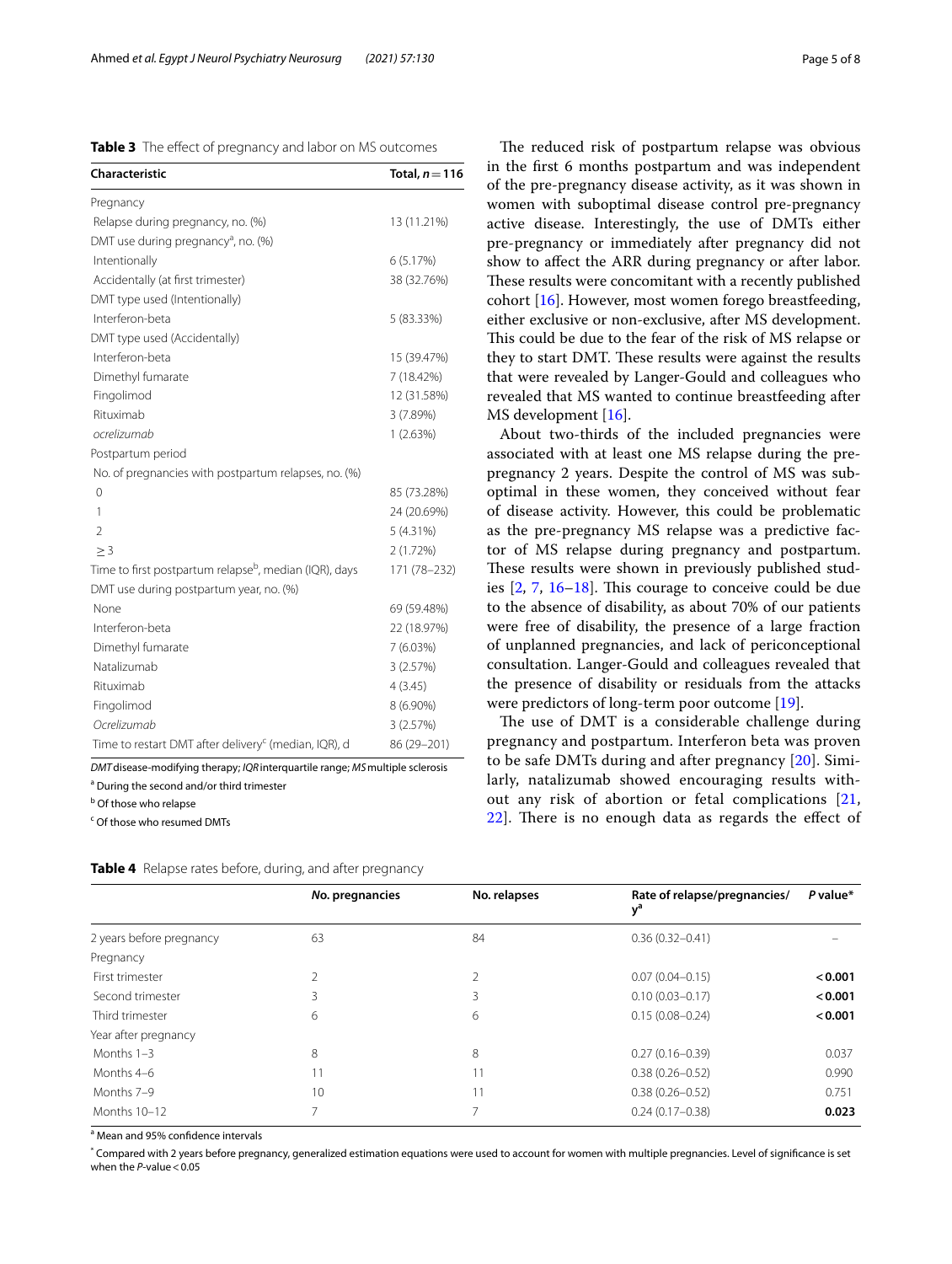**Table 3** The effect of pregnancy and labor on MS outcomes

| Characteristic | Total, $n = 116$ |
|---|---|
| Pregnancy | |
| Relapse during pregnancy, no. (%) | 13 (11.21%) |
| DMT use during pregnancy[a], no. (%) | |
| Intentionally | 6 (5.17%) |
| Accidentally (at first trimester) | 38 (32.76%) |
| DMT type used (Intentionally) | |
| Interferon-beta | 5 (83.33%) |
| DMT type used (Accidentally) | |
| Interferon-beta | 15 (39.47%) |
| Dimethyl fumarate | 7 (18.42%) |
| Fingolimod | 12 (31.58%) |
| Rituximab | 3 (7.89%) |
| *ocrelizumab* | 1 (2.63%) |
| Postpartum period | |
| No. of pregnancies with postpartum relapses, no. (%) | |
| 0 | 85 (73.28%) |
| 1 | 24 (20.69%) |
| 2 | 5 (4.31%) |
| ≥ 3 | 2 (1.72%) |
| Time to first postpartum relapse[b], median (IQR), days | 171 (78–232) |
| DMT use during postpartum year, no. (%) | |
| None | 69 (59.48%) |
| Interferon-beta | 22 (18.97%) |
| Dimethyl fumarate | 7 (6.03%) |
| Natalizumab | 3 (2.57%) |
| Rituximab | 4 (3.45) |
| Fingolimod | 8 (6.90%) |
| *Ocrelizumab* | 3 (2.57%) |
| Time to restart DMT after delivery[c] (median, IQR), d | 86 (29–201) |

*DMT* disease-modifying therapy; *IQR* interquartile range; *MS* multiple sclerosis

[a] During the second and/or third trimester

[b] Of those who relapse

[c] Of those who resumed DMTs

The reduced risk of postpartum relapse was obvious in the first 6 months postpartum and was independent of the pre-pregnancy disease activity, as it was shown in women with suboptimal disease control pre-pregnancy active disease. Interestingly, the use of DMTs either pre-pregnancy or immediately after pregnancy did not show to affect the ARR during pregnancy or after labor. These results were concomitant with a recently published cohort [16]. However, most women forego breastfeeding, either exclusive or non-exclusive, after MS development. This could be due to the fear of the risk of MS relapse or they to start DMT. These results were against the results that were revealed by Langer-Gould and colleagues who revealed that MS wanted to continue breastfeeding after MS development [16].

About two-thirds of the included pregnancies were associated with at least one MS relapse during the pre-pregnancy 2 years. Despite the control of MS was suboptimal in these women, they conceived without fear of disease activity. However, this could be problematic as the pre-pregnancy MS relapse was a predictive factor of MS relapse during pregnancy and postpartum. These results were shown in previously published studies [2, 7, 16–18]. This courage to conceive could be due to the absence of disability, as about 70% of our patients were free of disability, the presence of a large fraction of unplanned pregnancies, and lack of periconceptional consultation. Langer-Gould and colleagues revealed that the presence of disability or residuals from the attacks were predictors of long-term poor outcome [19].

The use of DMT is a considerable challenge during pregnancy and postpartum. Interferon beta was proven to be safe DMTs during and after pregnancy [20]. Similarly, natalizumab showed encouraging results without any risk of abortion or fetal complications [21, 22]. There is no enough data as regards the effect of

**Table 4** Relapse rates before, during, and after pregnancy

| | *No.* pregnancies | No. relapses | Rate of relapse/pregnancies/y[a] | *P* value* |
|---|---|---|---|---|
| 2 years before pregnancy | 63 | 84 | 0.36 (0.32–0.41) | – |
| Pregnancy | | | | |
| First trimester | 2 | 2 | 0.07 (0.04–0.15) | **< 0.001** |
| Second trimester | 3 | 3 | 0.10 (0.03–0.17) | **< 0.001** |
| Third trimester | 6 | 6 | 0.15 (0.08–0.24) | **< 0.001** |
| Year after pregnancy | | | | |
| Months 1–3 | 8 | 8 | 0.27 (0.16–0.39) | 0.037 |
| Months 4–6 | 11 | 11 | 0.38 (0.26–0.52) | 0.990 |
| Months 7–9 | 10 | 11 | 0.38 (0.26–0.52) | 0.751 |
| Months 10–12 | 7 | 7 | 0.24 (0.17–0.38) | **0.023** |

[a] Mean and 95% confidence intervals

* Compared with 2 years before pregnancy, generalized estimation equations were used to account for women with multiple pregnancies. Level of significance is set when the *P*-value < 0.05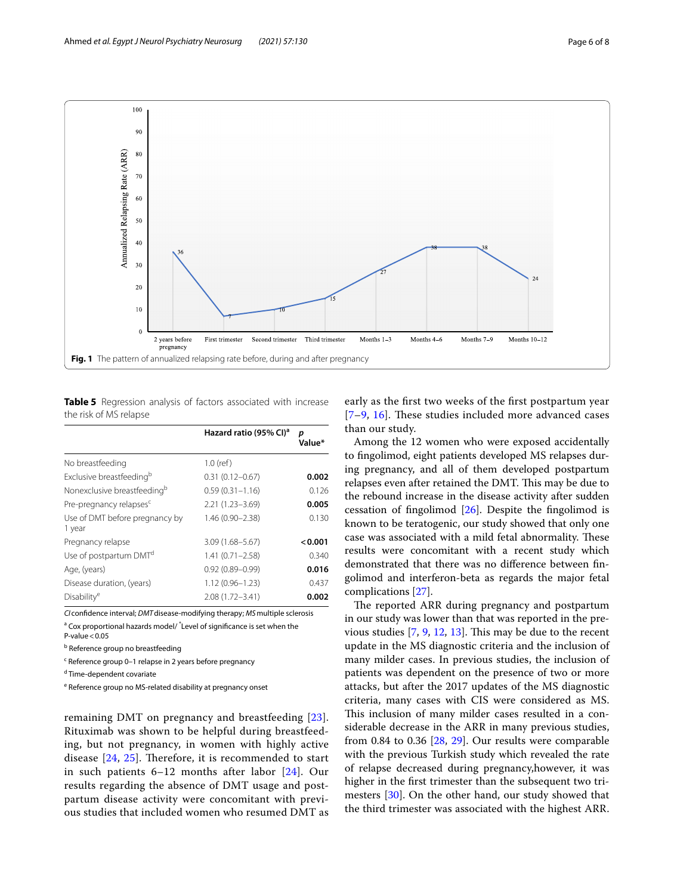Fig. 1 The pattern of annualized relapsing rate before, during and after pregnancy

**Table 5** Regression analysis of factors associated with increase the risk of MS relapse

| | Hazard ratio (95% CI)[a] | p Value* |
|---|---|---|
| No breastfeeding | 1.0 (ref) | |
| Exclusive breastfeeding[b] | 0.31 (0.12–0.67) | **0.002** |
| Nonexclusive breastfeeding[b] | 0.59 (0.31–1.16) | 0.126 |
| Pre-pregnancy relapses[c] | 2.21 (1.23–3.69) | **0.005** |
| Use of DMT before pregnancy by 1 year | 1.46 (0.90–2.38) | 0.130 |
| Pregnancy relapse | 3.09 (1.68–5.67) | **< 0.001** |
| Use of postpartum DMT[d] | 1.41 (0.71–2.58) | 0.340 |
| Age, (years) | 0.92 (0.89–0.99) | **0.016** |
| Disease duration, (years) | 1.12 (0.96–1.23) | 0.437 |
| Disability[e] | 2.08 (1.72–3.41) | **0.002** |

*CI* confidence interval; *DMT* disease-modifying therapy; *MS* multiple sclerosis

[a] Cox proportional hazards model/ *Level of significance is set when the P-value < 0.05

[b] Reference group no breastfeeding

[c] Reference group 0–1 relapse in 2 years before pregnancy

[d] Time-dependent covariate

[e] Reference group no MS-related disability at pregnancy onset

remaining DMT on pregnancy and breastfeeding [23]. Rituximab was shown to be helpful during breastfeeding, but not pregnancy, in women with highly active disease [24, 25]. Therefore, it is recommended to start in such patients 6–12 months after labor [24]. Our results regarding the absence of DMT usage and postpartum disease activity were concomitant with previous studies that included women who resumed DMT as early as the first two weeks of the first postpartum year [7–9, 16]. These studies included more advanced cases than our study.

Among the 12 women who were exposed accidentally to fingolimod, eight patients developed MS relapses during pregnancy, and all of them developed postpartum relapses even after retained the DMT. This may be due to the rebound increase in the disease activity after sudden cessation of fingolimod [26]. Despite the fingolimod is known to be teratogenic, our study showed that only one case was associated with a mild fetal abnormality. These results were concomitant with a recent study which demonstrated that there was no difference between fingolimod and interferon-beta as regards the major fetal complications [27].

The reported ARR during pregnancy and postpartum in our study was lower than that was reported in the previous studies [7, 9, 12, 13]. This may be due to the recent update in the MS diagnostic criteria and the inclusion of many milder cases. In previous studies, the inclusion of patients was dependent on the presence of two or more attacks, but after the 2017 updates of the MS diagnostic criteria, many cases with CIS were considered as MS. This inclusion of many milder cases resulted in a considerable decrease in the ARR in many previous studies, from 0.84 to 0.36 [28, 29]. Our results were comparable with the previous Turkish study which revealed the rate of relapse decreased during pregnancy,however, it was higher in the first trimester than the subsequent two trimesters [30]. On the other hand, our study showed that the third trimester was associated with the highest ARR.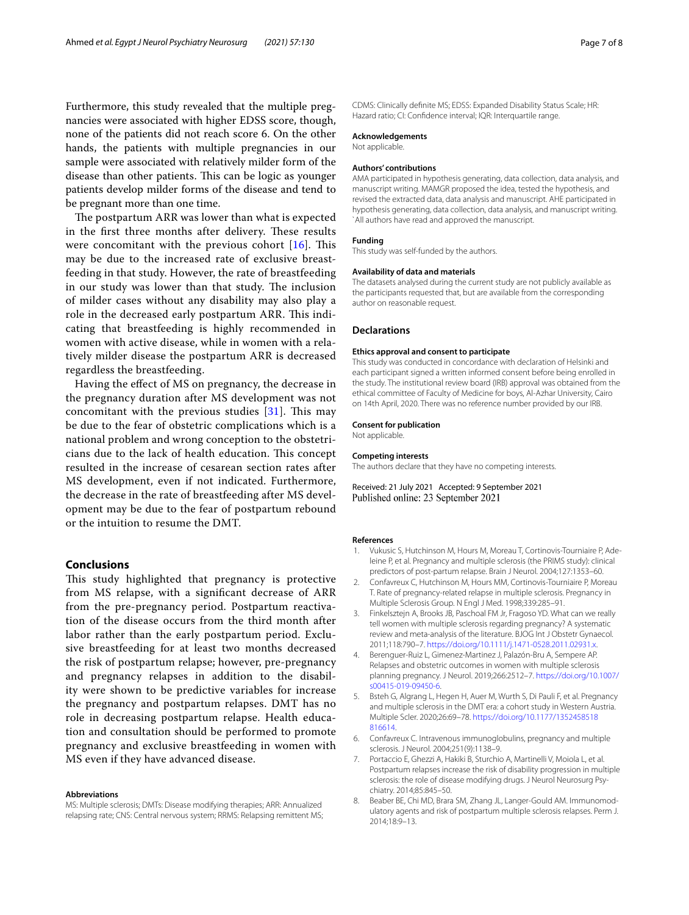Furthermore, this study revealed that the multiple pregnancies were associated with higher EDSS score, though, none of the patients did not reach score 6. On the other hands, the patients with multiple pregnancies in our sample were associated with relatively milder form of the disease than other patients. This can be logic as younger patients develop milder forms of the disease and tend to be pregnant more than one time.

The postpartum ARR was lower than what is expected in the first three months after delivery. These results were concomitant with the previous cohort [16]. This may be due to the increased rate of exclusive breastfeeding in that study. However, the rate of breastfeeding in our study was lower than that study. The inclusion of milder cases without any disability may also play a role in the decreased early postpartum ARR. This indicating that breastfeeding is highly recommended in women with active disease, while in women with a relatively milder disease the postpartum ARR is decreased regardless the breastfeeding.

Having the effect of MS on pregnancy, the decrease in the pregnancy duration after MS development was not concomitant with the previous studies [31]. This may be due to the fear of obstetric complications which is a national problem and wrong conception to the obstetricians due to the lack of health education. This concept resulted in the increase of cesarean section rates after MS development, even if not indicated. Furthermore, the decrease in the rate of breastfeeding after MS development may be due to the fear of postpartum rebound or the intuition to resume the DMT.

## Conclusions

This study highlighted that pregnancy is protective from MS relapse, with a significant decrease of ARR from the pre-pregnancy period. Postpartum reactivation of the disease occurs from the third month after labor rather than the early postpartum period. Exclusive breastfeeding for at least two months decreased the risk of postpartum relapse; however, pre-pregnancy and pregnancy relapses in addition to the disability were shown to be predictive variables for increase the pregnancy and postpartum relapses. DMT has no role in decreasing postpartum relapse. Health education and consultation should be performed to promote pregnancy and exclusive breastfeeding in women with MS even if they have advanced disease.

#### Abbreviations

MS: Multiple sclerosis; DMTs: Disease modifying therapies; ARR: Annualized relapsing rate; CNS: Central nervous system; RRMS: Relapsing remittent MS; CDMS: Clinically definite MS; EDSS: Expanded Disability Status Scale; HR: Hazard ratio; CI: Confidence interval; IQR: Interquartile range.

#### Acknowledgements

Not applicable.

#### Authors' contributions

AMA participated in hypothesis generating, data collection, data analysis, and manuscript writing. MAMGR proposed the idea, tested the hypothesis, and revised the extracted data, data analysis and manuscript. AHE participated in hypothesis generating, data collection, data analysis, and manuscript writing. `All authors have read and approved the manuscript.

#### Funding

This study was self-funded by the authors.

#### Availability of data and materials

The datasets analysed during the current study are not publicly available as the participants requested that, but are available from the corresponding author on reasonable request.

### Declarations

#### Ethics approval and consent to participate

This study was conducted in concordance with declaration of Helsinki and each participant signed a written informed consent before being enrolled in the study. The institutional review board (IRB) approval was obtained from the ethical committee of Faculty of Medicine for boys, Al-Azhar University, Cairo on 14th April, 2020. There was no reference number provided by our IRB.

#### Consent for publication

Not applicable.

#### Competing interests

The authors declare that they have no competing interests.

Received: 21 July 2021 Accepted: 9 September 2021
Published online: 23 September 2021

#### References

1. Vukusic S, Hutchinson M, Hours M, Moreau T, Cortinovis-Tourniaire P, Adeleine P, et al. Pregnancy and multiple sclerosis (the PRIMS study): clinical predictors of post-partum relapse. Brain J Neurol. 2004;127:1353–60.
2. Confavreux C, Hutchinson M, Hours MM, Cortinovis-Tourniaire P, Moreau T. Rate of pregnancy-related relapse in multiple sclerosis. Pregnancy in Multiple Sclerosis Group. N Engl J Med. 1998;339:285–91.
3. Finkelsztejn A, Brooks JB, Paschoal FM Jr, Fragoso YD. What can we really tell women with multiple sclerosis regarding pregnancy? A systematic review and meta-analysis of the literature. BJOG Int J Obstetr Gynaecol. 2011;118:790–7. https://doi.org/10.1111/j.1471-0528.2011.02931.x.
4. Berenguer-Ruiz L, Gimenez-Martinez J, Palazón-Bru A, Sempere AP. Relapses and obstetric outcomes in women with multiple sclerosis planning pregnancy. J Neurol. 2019;266:2512–7. https://doi.org/10.1007/s00415-019-09450-6.
5. Bsteh G, Algrang L, Hegen H, Auer M, Wurth S, Di Pauli F, et al. Pregnancy and multiple sclerosis in the DMT era: a cohort study in Western Austria. Multiple Scler. 2020;26:69–78. https://doi.org/10.1177/1352458518816614.
6. Confavreux C. Intravenous immunoglobulins, pregnancy and multiple sclerosis. J Neurol. 2004;251(9):1138–9.
7. Portaccio E, Ghezzi A, Hakiki B, Sturchio A, Martinelli V, Moiola L, et al. Postpartum relapses increase the risk of disability progression in multiple sclerosis: the role of disease modifying drugs. J Neurol Neurosurg Psychiatry. 2014;85:845–50.
8. Beaber BE, Chi MD, Brara SM, Zhang JL, Langer-Gould AM. Immunomodulatory agents and risk of postpartum multiple sclerosis relapses. Perm J. 2014;18:9–13.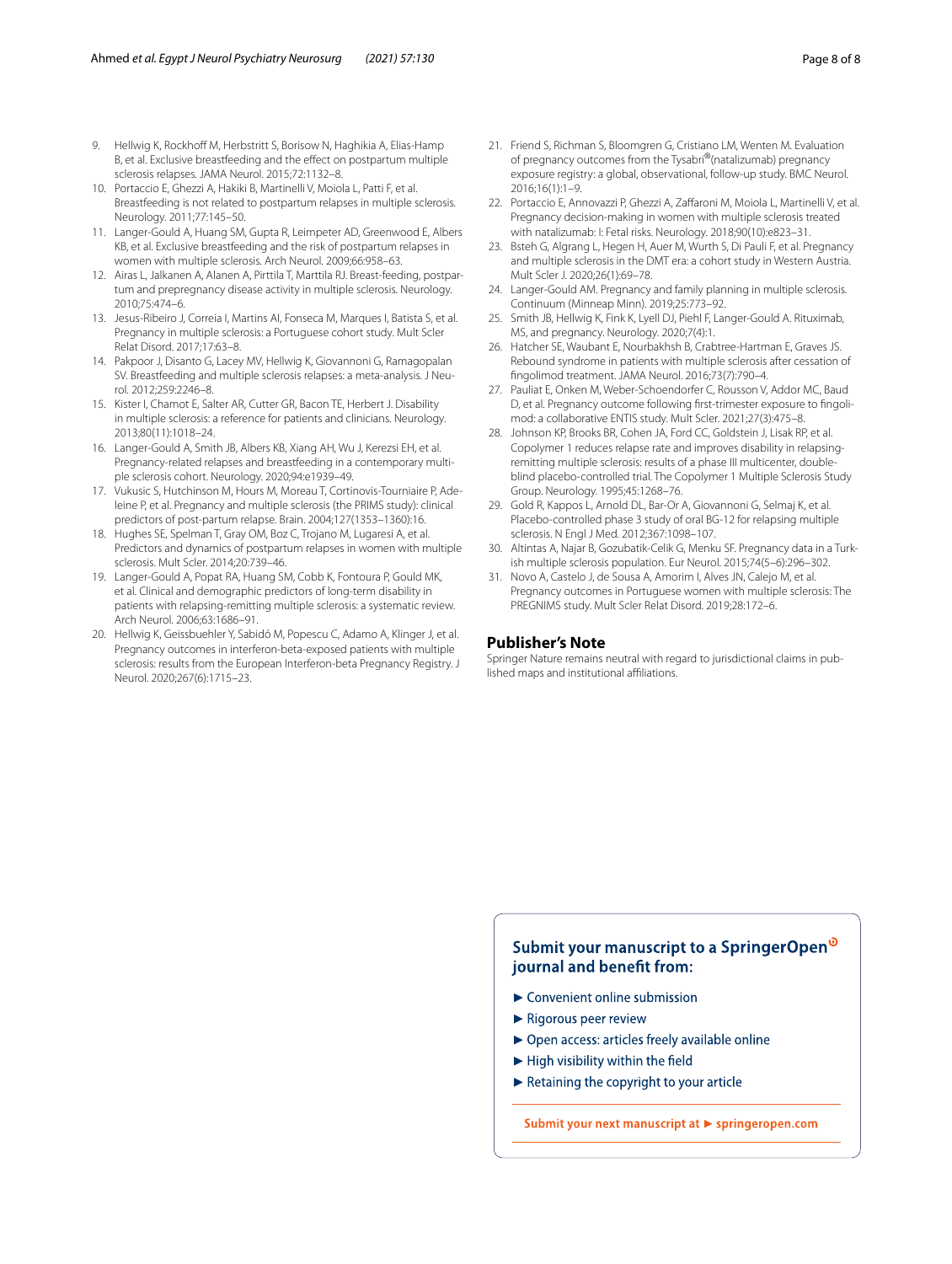9. Hellwig K, Rockhoff M, Herbstritt S, Borisow N, Haghikia A, Elias-Hamp B, et al. Exclusive breastfeeding and the effect on postpartum multiple sclerosis relapses. JAMA Neurol. 2015;72:1132–8.
10. Portaccio E, Ghezzi A, Hakiki B, Martinelli V, Moiola L, Patti F, et al. Breastfeeding is not related to postpartum relapses in multiple sclerosis. Neurology. 2011;77:145–50.
11. Langer-Gould A, Huang SM, Gupta R, Leimpeter AD, Greenwood E, Albers KB, et al. Exclusive breastfeeding and the risk of postpartum relapses in women with multiple sclerosis. Arch Neurol. 2009;66:958–63.
12. Airas L, Jalkanen A, Alanen A, Pirttila T, Marttila RJ. Breast-feeding, postpartum and prepregnancy disease activity in multiple sclerosis. Neurology. 2010;75:474–6.
13. Jesus-Ribeiro J, Correia I, Martins AI, Fonseca M, Marques I, Batista S, et al. Pregnancy in multiple sclerosis: a Portuguese cohort study. Mult Scler Relat Disord. 2017;17:63–8.
14. Pakpoor J, Disanto G, Lacey MV, Hellwig K, Giovannoni G, Ramagopalan SV. Breastfeeding and multiple sclerosis relapses: a meta-analysis. J Neurol. 2012;259:2246–8.
15. Kister I, Chamot E, Salter AR, Cutter GR, Bacon TE, Herbert J. Disability in multiple sclerosis: a reference for patients and clinicians. Neurology. 2013;80(11):1018–24.
16. Langer-Gould A, Smith JB, Albers KB, Xiang AH, Wu J, Kerezsi EH, et al. Pregnancy-related relapses and breastfeeding in a contemporary multiple sclerosis cohort. Neurology. 2020;94:e1939–49.
17. Vukusic S, Hutchinson M, Hours M, Moreau T, Cortinovis-Tourniaire P, Adeleine P, et al. Pregnancy and multiple sclerosis (the PRIMS study): clinical predictors of post-partum relapse. Brain. 2004;127(1353–1360):16.
18. Hughes SE, Spelman T, Gray OM, Boz C, Trojano M, Lugaresi A, et al. Predictors and dynamics of postpartum relapses in women with multiple sclerosis. Mult Scler. 2014;20:739–46.
19. Langer-Gould A, Popat RA, Huang SM, Cobb K, Fontoura P, Gould MK, et al. Clinical and demographic predictors of long-term disability in patients with relapsing-remitting multiple sclerosis: a systematic review. Arch Neurol. 2006;63:1686–91.
20. Hellwig K, Geissbuehler Y, Sabidó M, Popescu C, Adamo A, Klinger J, et al. Pregnancy outcomes in interferon-beta-exposed patients with multiple sclerosis: results from the European Interferon-beta Pregnancy Registry. J Neurol. 2020;267(6):1715–23.
21. Friend S, Richman S, Bloomgren G, Cristiano LM, Wenten M. Evaluation of pregnancy outcomes from the Tysabri®(natalizumab) pregnancy exposure registry: a global, observational, follow-up study. BMC Neurol. 2016;16(1):1–9.
22. Portaccio E, Annovazzi P, Ghezzi A, Zaffaroni M, Moiola L, Martinelli V, et al. Pregnancy decision-making in women with multiple sclerosis treated with natalizumab: I: Fetal risks. Neurology. 2018;90(10):e823–31.
23. Bsteh G, Algrang L, Hegen H, Auer M, Wurth S, Di Pauli F, et al. Pregnancy and multiple sclerosis in the DMT era: a cohort study in Western Austria. Mult Scler J. 2020;26(1):69–78.
24. Langer-Gould AM. Pregnancy and family planning in multiple sclerosis. Continuum (Minneap Minn). 2019;25:773–92.
25. Smith JB, Hellwig K, Fink K, Lyell DJ, Piehl F, Langer-Gould A. Rituximab, MS, and pregnancy. Neurology. 2020;7(4):1.
26. Hatcher SE, Waubant E, Nourbakhsh B, Crabtree-Hartman E, Graves JS. Rebound syndrome in patients with multiple sclerosis after cessation of fingolimod treatment. JAMA Neurol. 2016;73(7):790–4.
27. Pauliat E, Onken M, Weber-Schoendorfer C, Rousson V, Addor MC, Baud D, et al. Pregnancy outcome following first-trimester exposure to fingolimod: a collaborative ENTIS study. Mult Scler. 2021;27(3):475–8.
28. Johnson KP, Brooks BR, Cohen JA, Ford CC, Goldstein J, Lisak RP, et al. Copolymer 1 reduces relapse rate and improves disability in relapsing-remitting multiple sclerosis: results of a phase III multicenter, double-blind placebo-controlled trial. The Copolymer 1 Multiple Sclerosis Study Group. Neurology. 1995;45:1268–76.
29. Gold R, Kappos L, Arnold DL, Bar-Or A, Giovannoni G, Selmaj K, et al. Placebo-controlled phase 3 study of oral BG-12 for relapsing multiple sclerosis. N Engl J Med. 2012;367:1098–107.
30. Altintas A, Najar B, Gozubatik-Celik G, Menku SF. Pregnancy data in a Turkish multiple sclerosis population. Eur Neurol. 2015;74(5–6):296–302.
31. Novo A, Castelo J, de Sousa A, Amorim I, Alves JN, Calejo M, et al. Pregnancy outcomes in Portuguese women with multiple sclerosis: The PREGNIMS study. Mult Scler Relat Disord. 2019;28:172–6.

## Publisher's Note

Springer Nature remains neutral with regard to jurisdictional claims in published maps and institutional affiliations.

**Submit your manuscript to a SpringerOpen journal and benefit from:**

- ► Convenient online submission
- ► Rigorous peer review
- ► Open access: articles freely available online
- ► High visibility within the field
- ► Retaining the copyright to your article

**Submit your next manuscript at ► springeropen.com**